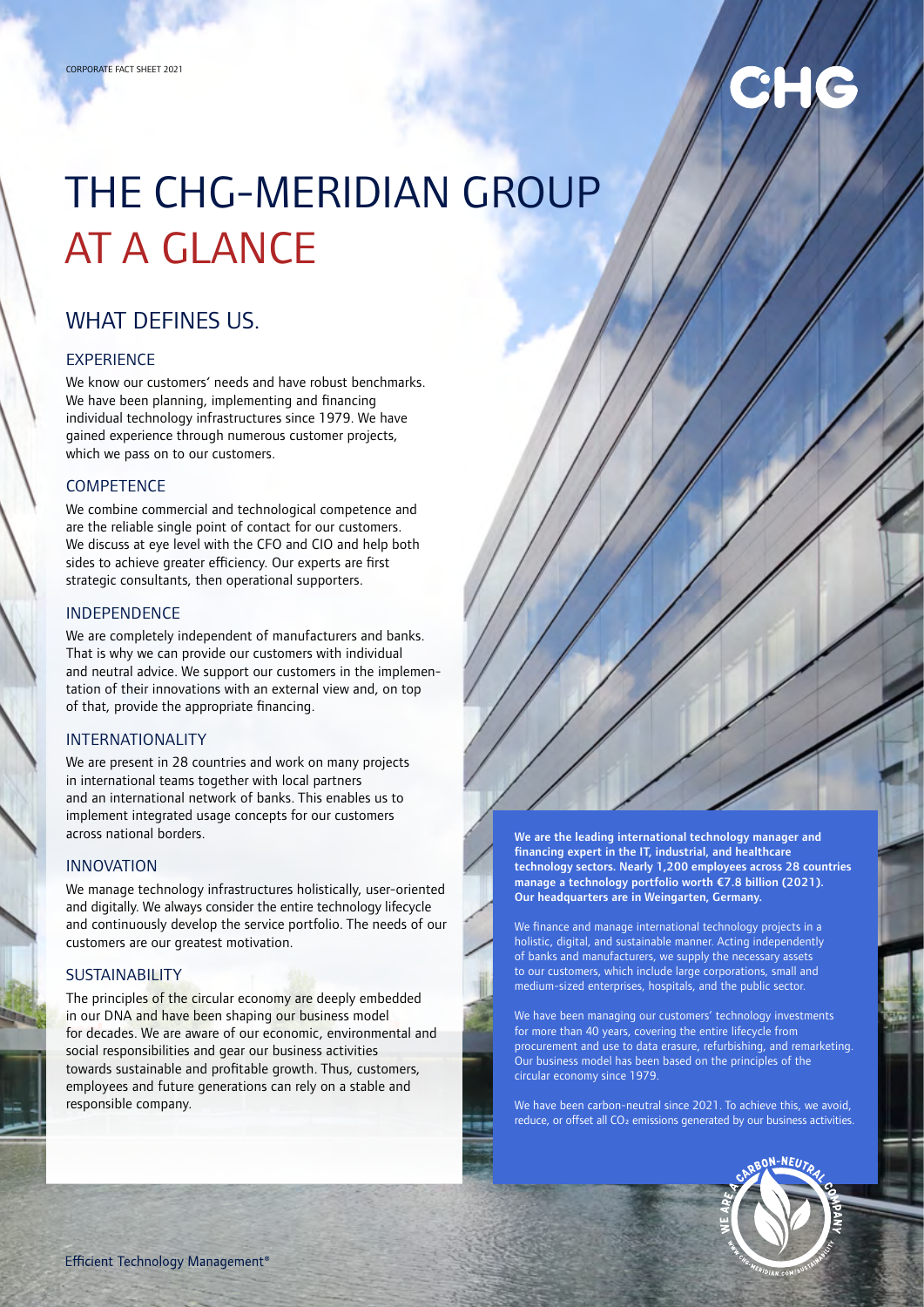CORPORATE FACT SHEET 2021

# THE CHG-MERIDIAN GROUP AT A GLANCE

## WHAT DEFINES US.

### EXPERIENCE

We know our customers' needs and have robust benchmarks. We have been planning, implementing and financing individual technology infrastructures since 1979. We have gained experience through numerous customer projects, which we pass on to our customers.

### COMPETENCE

We combine commercial and technological competence and are the reliable single point of contact for our customers. We discuss at eye level with the CFO and CIO and help both sides to achieve greater efficiency. Our experts are first strategic consultants, then operational supporters.

### INDEPENDENCE

We are completely independent of manufacturers and banks. That is why we can provide our customers with individual and neutral advice. We support our customers in the implementation of their innovations with an external view and, on top of that, provide the appropriate financing.

### INTERNATIONALITY

We are present in 28 countries and work on many projects in international teams together with local partners and an international network of banks. This enables us to implement integrated usage concepts for our customers across national borders.

### INNOVATION

We manage technology infrastructures holistically, user-oriented and digitally. We always consider the entire technology lifecycle and continuously develop the service portfolio. The needs of our customers are our greatest motivation.

### SUSTAINABILITY

The principles of the circular economy are deeply embedded in our DNA and have been shaping our business model for decades. We are aware of our economic, environmental and social responsibilities and gear our business activities towards sustainable and profitable growth. Thus, customers, employees and future generations can rely on a stable and responsible company.

**We are the leading international technology manager and financing expert in the IT, industrial, and healthcare technology sectors. Nearly 1,200 employees across 28 countries manage a technology portfolio worth €7.8 billion (2021). Our headquarters are in Weingarten, Germany.**

We finance and manage international technology projects in a holistic, digital, and sustainable manner. Acting independently of banks and manufacturers, we supply the necessary assets to our customers, which include large corporations, small and medium-sized enterprises, hospitals, and the public sector.

We have been managing our customers' technology investments for more than 40 years, covering the entire lifecycle from procurement and use to data erasure, refurbishing, and remarketing. Our business model has been based on the principles of the circular economy since 1979.

We have been carbon-neutral since 2021. To achieve this, we avoid, reduce, or offset all $CO_2$ emissions generated by our business activities.

WE ARE A CARBON-NEUTRAL COMPANY

WWW.CHG-MERIDIAN.COM/SUSTAINABILITY

Efficient Technology Management®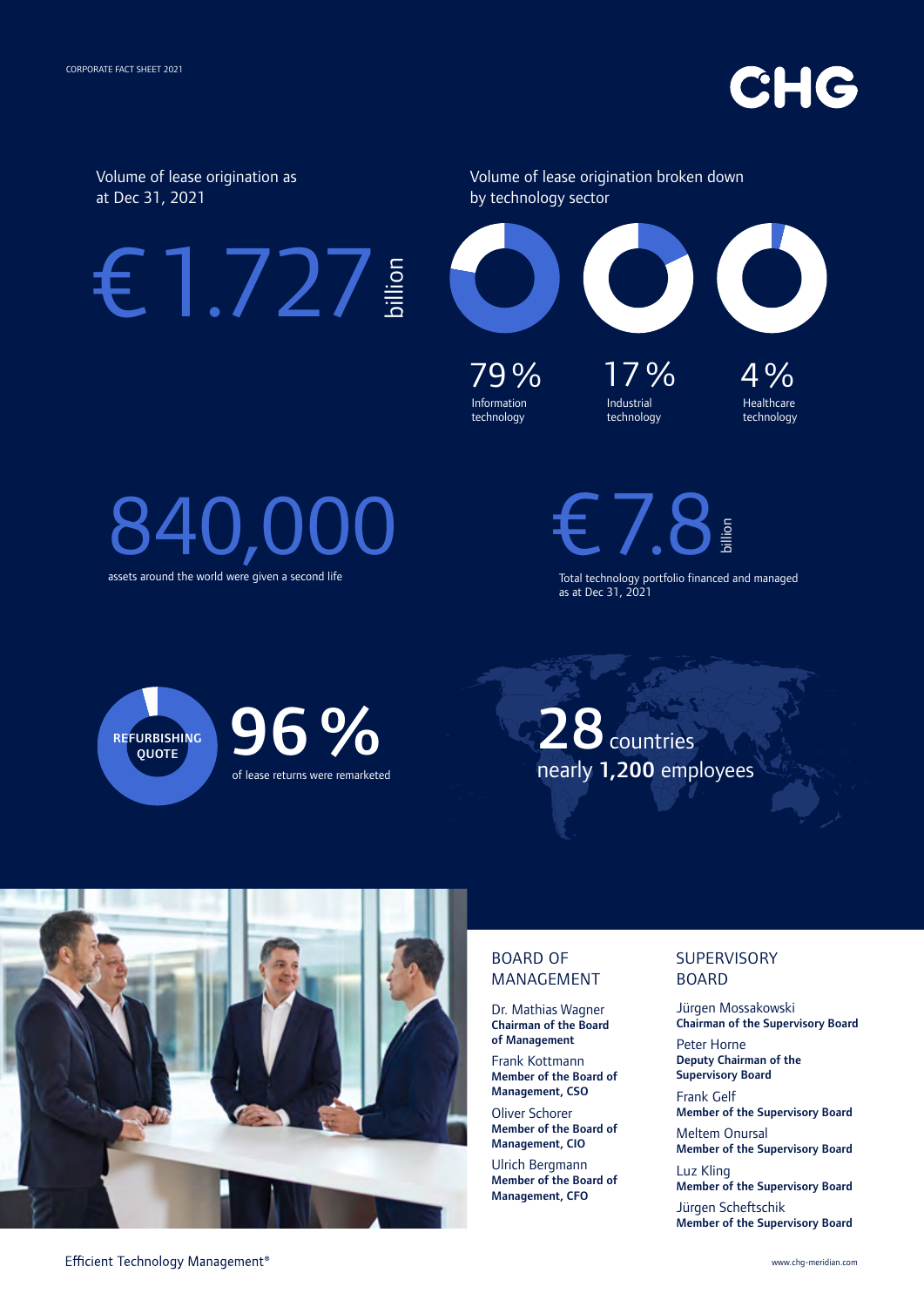CORPORATE FACT SHEET 2021

CHG

Volume of lease origination as at Dec 31, 2021

€ 1.727 billion

Volume of lease origination broken down by technology sector

79 %
Information technology

17 %
Industrial technology

4 %
Healthcare technology

840,000

assets around the world were given a second life

€ 7.8 billion

Total technology portfolio financed and managed as at Dec 31, 2021

REFURBISHING QUOTE

96 %

of lease returns were remarketed

28 countries

nearly **1,200** employees

## BOARD OF MANAGEMENT

Dr. Mathias Wagner
**Chairman of the Board of Management**

Frank Kottmann
**Member of the Board of Management, CSO**

Oliver Schorer
**Member of the Board of Management, CIO**

Ulrich Bergmann
**Member of the Board of Management, CFO**

## SUPERVISORY BOARD

Jürgen Mossakowski
**Chairman of the Supervisory Board**

Peter Horne
**Deputy Chairman of the Supervisory Board**

Frank Gelf
**Member of the Supervisory Board**

Meltem Onursal
**Member of the Supervisory Board**

Luz Kling
**Member of the Supervisory Board**

Jürgen Scheftschik
**Member of the Supervisory Board**

Efficient Technology Management®

www.chg-meridian.com